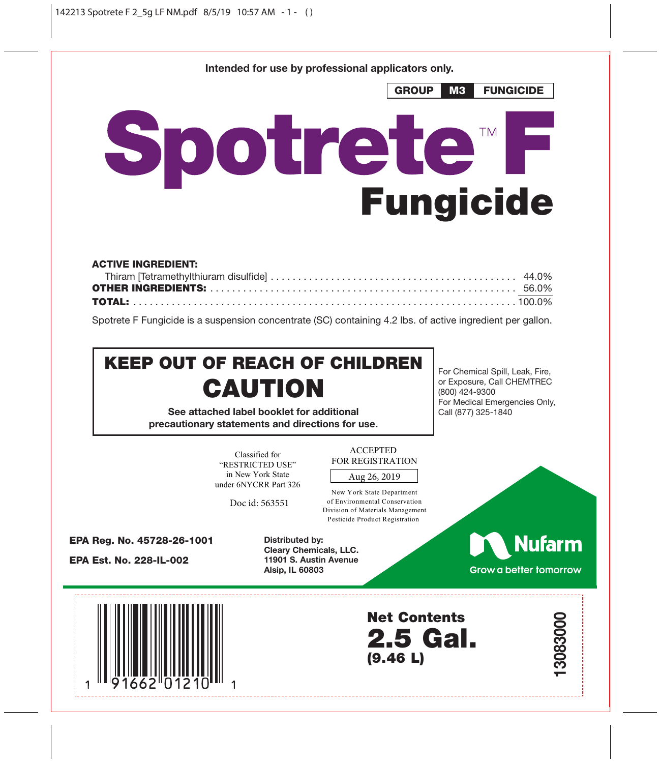Intended for use by professional applicators only.

**GROUP M3 FUNGICIDE**

# Spotrete™ F Fungicide

**ACTIVE INGREDIENT:**

| | |
|---|---|
| Thiram [Tetramethylthiuram disulfide] | 44.0% |
| **OTHER INGREDIENTS:** | 56.0% |
| **TOTAL:** | 100.0% |

Spotrete F Fungicide is a suspension concentrate (SC) containing 4.2 lbs. of active ingredient per gallon.

## KEEP OUT OF REACH OF CHILDREN

## CAUTION

**See attached label booklet for additional precautionary statements and directions for use.**

For Chemical Spill, Leak, Fire, or Exposure, Call CHEMTREC (800) 424-9300
For Medical Emergencies Only, Call (877) 325-1840

Classified for "RESTRICTED USE" in New York State under 6NYCRR Part 326

Doc id: 563551

ACCEPTED FOR REGISTRATION
Aug 26, 2019
New York State Department of Environmental Conservation
Division of Materials Management
Pesticide Product Registration

**EPA Reg. No. 45728-26-1001**

**EPA Est. No. 228-IL-002**

**Distributed by:**
**Cleary Chemicals, LLC.**
**11901 S. Austin Avenue**
**Alsip, IL 60803**

Nufarm
Grow a better tomorrow

1 91662 01210 1

**Net Contents**
**2.5 Gal.**
**(9.46 L)**

13083000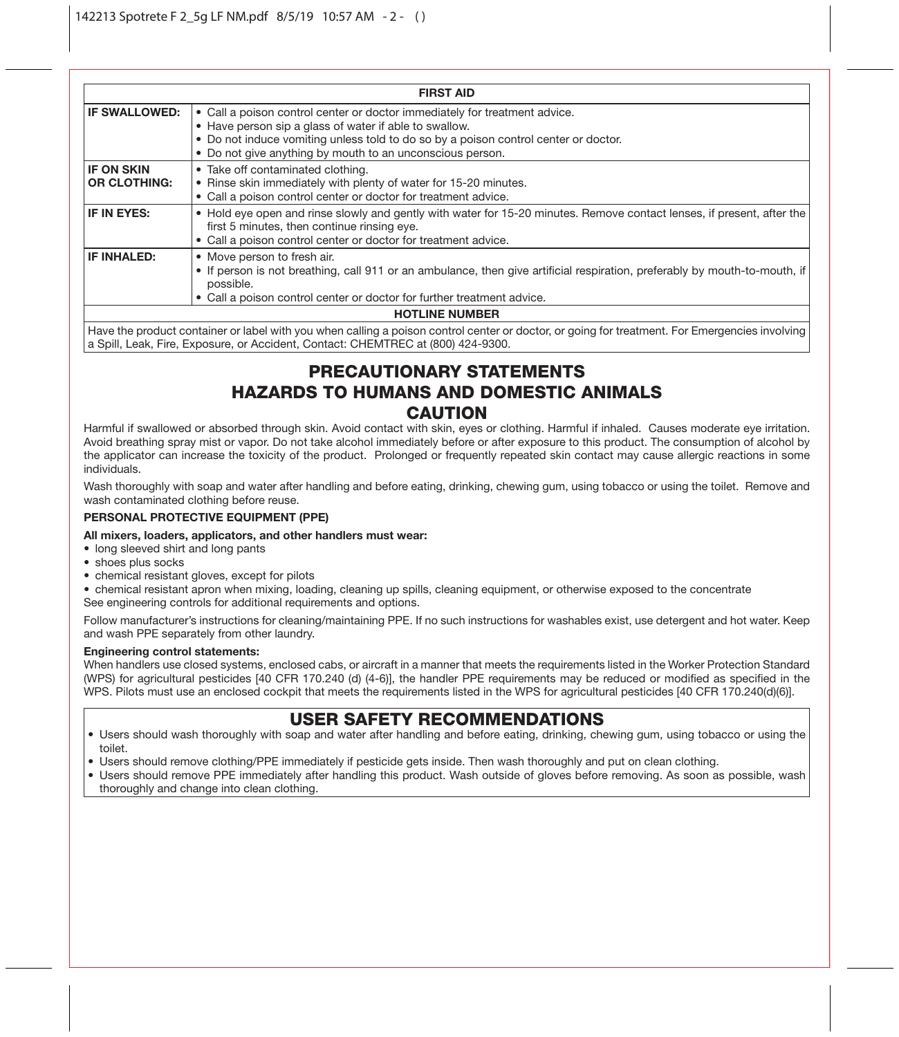| FIRST AID | |
|---|---|
| **IF SWALLOWED:** | • Call a poison control center or doctor immediately for treatment advice.<br>• Have person sip a glass of water if able to swallow.<br>• Do not induce vomiting unless told to do so by a poison control center or doctor.<br>• Do not give anything by mouth to an unconscious person. |
| **IF ON SKIN OR CLOTHING:** | • Take off contaminated clothing.<br>• Rinse skin immediately with plenty of water for 15-20 minutes.<br>• Call a poison control center or doctor for treatment advice. |
| **IF IN EYES:** | • Hold eye open and rinse slowly and gently with water for 15-20 minutes. Remove contact lenses, if present, after the first 5 minutes, then continue rinsing eye.<br>• Call a poison control center or doctor for treatment advice. |
| **IF INHALED:** | • Move person to fresh air.<br>• If person is not breathing, call 911 or an ambulance, then give artificial respiration, preferably by mouth-to-mouth, if possible.<br>• Call a poison control center or doctor for further treatment advice. |
| **HOTLINE NUMBER** | |
| Have the product container or label with you when calling a poison control center or doctor, or going for treatment. For Emergencies involving a Spill, Leak, Fire, Exposure, or Accident, Contact: CHEMTREC at (800) 424-9300. | |

# PRECAUTIONARY STATEMENTS

## HAZARDS TO HUMANS AND DOMESTIC ANIMALS

## CAUTION

Harmful if swallowed or absorbed through skin. Avoid contact with skin, eyes or clothing. Harmful if inhaled. Causes moderate eye irritation. Avoid breathing spray mist or vapor. Do not take alcohol immediately before or after exposure to this product. The consumption of alcohol by the applicator can increase the toxicity of the product. Prolonged or frequently repeated skin contact may cause allergic reactions in some individuals.

Wash thoroughly with soap and water after handling and before eating, drinking, chewing gum, using tobacco or using the toilet. Remove and wash contaminated clothing before reuse.

**PERSONAL PROTECTIVE EQUIPMENT (PPE)**

**All mixers, loaders, applicators, and other handlers must wear:**

- long sleeved shirt and long pants
- shoes plus socks
- chemical resistant gloves, except for pilots
- chemical resistant apron when mixing, loading, cleaning up spills, cleaning equipment, or otherwise exposed to the concentrate

See engineering controls for additional requirements and options.

Follow manufacturer's instructions for cleaning/maintaining PPE. If no such instructions for washables exist, use detergent and hot water. Keep and wash PPE separately from other laundry.

**Engineering control statements:**

When handlers use closed systems, enclosed cabs, or aircraft in a manner that meets the requirements listed in the Worker Protection Standard (WPS) for agricultural pesticides [40 CFR 170.240 (d) (4-6)], the handler PPE requirements may be reduced or modified as specified in the WPS. Pilots must use an enclosed cockpit that meets the requirements listed in the WPS for agricultural pesticides [40 CFR 170.240(d)(6)].

## USER SAFETY RECOMMENDATIONS

- Users should wash thoroughly with soap and water after handling and before eating, drinking, chewing gum, using tobacco or using the toilet.
- Users should remove clothing/PPE immediately if pesticide gets inside. Then wash thoroughly and put on clean clothing.
- Users should remove PPE immediately after handling this product. Wash outside of gloves before removing. As soon as possible, wash thoroughly and change into clean clothing.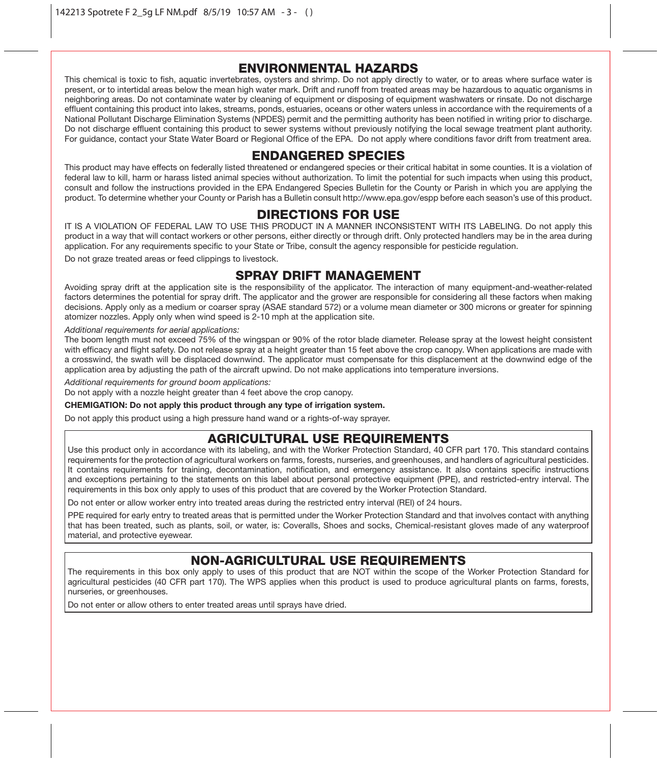## ENVIRONMENTAL HAZARDS

This chemical is toxic to fish, aquatic invertebrates, oysters and shrimp. Do not apply directly to water, or to areas where surface water is present, or to intertidal areas below the mean high water mark. Drift and runoff from treated areas may be hazardous to aquatic organisms in neighboring areas. Do not contaminate water by cleaning of equipment or disposing of equipment washwaters or rinsate. Do not discharge effluent containing this product into lakes, streams, ponds, estuaries, oceans or other waters unless in accordance with the requirements of a National Pollutant Discharge Elimination Systems (NPDES) permit and the permitting authority has been notified in writing prior to discharge. Do not discharge effluent containing this product to sewer systems without previously notifying the local sewage treatment plant authority. For guidance, contact your State Water Board or Regional Office of the EPA. Do not apply where conditions favor drift from treatment area.

## ENDANGERED SPECIES

This product may have effects on federally listed threatened or endangered species or their critical habitat in some counties. It is a violation of federal law to kill, harm or harass listed animal species without authorization. To limit the potential for such impacts when using this product, consult and follow the instructions provided in the EPA Endangered Species Bulletin for the County or Parish in which you are applying the product. To determine whether your County or Parish has a Bulletin consult http://www.epa.gov/espp before each season's use of this product.

## DIRECTIONS FOR USE

IT IS A VIOLATION OF FEDERAL LAW TO USE THIS PRODUCT IN A MANNER INCONSISTENT WITH ITS LABELING. Do not apply this product in a way that will contact workers or other persons, either directly or through drift. Only protected handlers may be in the area during application. For any requirements specific to your State or Tribe, consult the agency responsible for pesticide regulation.

Do not graze treated areas or feed clippings to livestock.

## SPRAY DRIFT MANAGEMENT

Avoiding spray drift at the application site is the responsibility of the applicator. The interaction of many equipment-and-weather-related factors determines the potential for spray drift. The applicator and the grower are responsible for considering all these factors when making decisions. Apply only as a medium or coarser spray (ASAE standard 572) or a volume mean diameter or 300 microns or greater for spinning atomizer nozzles. Apply only when wind speed is 2-10 mph at the application site.

*Additional requirements for aerial applications:*

The boom length must not exceed 75% of the wingspan or 90% of the rotor blade diameter. Release spray at the lowest height consistent with efficacy and flight safety. Do not release spray at a height greater than 15 feet above the crop canopy. When applications are made with a crosswind, the swath will be displaced downwind. The applicator must compensate for this displacement at the downwind edge of the application area by adjusting the path of the aircraft upwind. Do not make applications into temperature inversions.

*Additional requirements for ground boom applications:*

Do not apply with a nozzle height greater than 4 feet above the crop canopy.

**CHEMIGATION: Do not apply this product through any type of irrigation system.**

Do not apply this product using a high pressure hand wand or a rights-of-way sprayer.

## AGRICULTURAL USE REQUIREMENTS

Use this product only in accordance with its labeling, and with the Worker Protection Standard, 40 CFR part 170. This standard contains requirements for the protection of agricultural workers on farms, forests, nurseries, and greenhouses, and handlers of agricultural pesticides. It contains requirements for training, decontamination, notification, and emergency assistance. It also contains specific instructions and exceptions pertaining to the statements on this label about personal protective equipment (PPE), and restricted-entry interval. The requirements in this box only apply to uses of this product that are covered by the Worker Protection Standard.

Do not enter or allow worker entry into treated areas during the restricted entry interval (REI) of 24 hours.

PPE required for early entry to treated areas that is permitted under the Worker Protection Standard and that involves contact with anything that has been treated, such as plants, soil, or water, is: Coveralls, Shoes and socks, Chemical-resistant gloves made of any waterproof material, and protective eyewear.

## NON-AGRICULTURAL USE REQUIREMENTS

The requirements in this box only apply to uses of this product that are NOT within the scope of the Worker Protection Standard for agricultural pesticides (40 CFR part 170). The WPS applies when this product is used to produce agricultural plants on farms, forests, nurseries, or greenhouses.

Do not enter or allow others to enter treated areas until sprays have dried.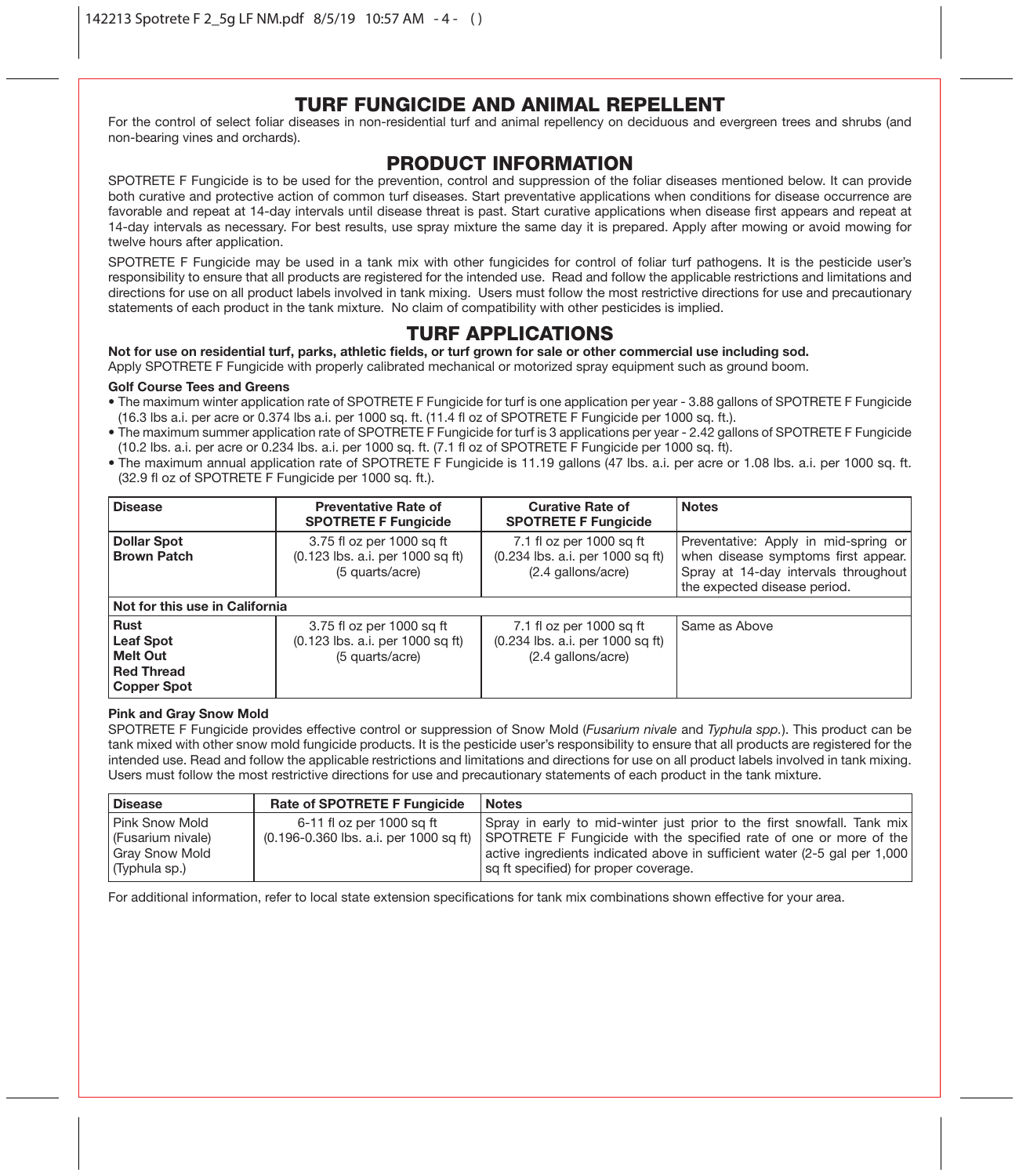# TURF FUNGICIDE AND ANIMAL REPELLENT

For the control of select foliar diseases in non-residential turf and animal repellency on deciduous and evergreen trees and shrubs (and non-bearing vines and orchards).

## PRODUCT INFORMATION

SPOTRETE F Fungicide is to be used for the prevention, control and suppression of the foliar diseases mentioned below. It can provide both curative and protective action of common turf diseases. Start preventative applications when conditions for disease occurrence are favorable and repeat at 14-day intervals until disease threat is past. Start curative applications when disease first appears and repeat at 14-day intervals as necessary. For best results, use spray mixture the same day it is prepared. Apply after mowing or avoid mowing for twelve hours after application.

SPOTRETE F Fungicide may be used in a tank mix with other fungicides for control of foliar turf pathogens. It is the pesticide user's responsibility to ensure that all products are registered for the intended use. Read and follow the applicable restrictions and limitations and directions for use on all product labels involved in tank mixing. Users must follow the most restrictive directions for use and precautionary statements of each product in the tank mixture. No claim of compatibility with other pesticides is implied.

## TURF APPLICATIONS

**Not for use on residential turf, parks, athletic fields, or turf grown for sale or other commercial use including sod.**

Apply SPOTRETE F Fungicide with properly calibrated mechanical or motorized spray equipment such as ground boom.

**Golf Course Tees and Greens**

- The maximum winter application rate of SPOTRETE F Fungicide for turf is one application per year - 3.88 gallons of SPOTRETE F Fungicide (16.3 lbs a.i. per acre or 0.374 lbs a.i. per 1000 sq. ft. (11.4 fl oz of SPOTRETE F Fungicide per 1000 sq. ft.).
- The maximum summer application rate of SPOTRETE F Fungicide for turf is 3 applications per year - 2.42 gallons of SPOTRETE F Fungicide (10.2 lbs. a.i. per acre or 0.234 lbs. a.i. per 1000 sq. ft. (7.1 fl oz of SPOTRETE F Fungicide per 1000 sq. ft).
- The maximum annual application rate of SPOTRETE F Fungicide is 11.19 gallons (47 lbs. a.i. per acre or 1.08 lbs. a.i. per 1000 sq. ft. (32.9 fl oz of SPOTRETE F Fungicide per 1000 sq. ft.).

| Disease | Preventative Rate of SPOTRETE F Fungicide | Curative Rate of SPOTRETE F Fungicide | Notes |
|---|---|---|---|
| **Dollar Spot**<br>**Brown Patch** | 3.75 fl oz per 1000 sq ft<br>(0.123 lbs. a.i. per 1000 sq ft)<br>(5 quarts/acre) | 7.1 fl oz per 1000 sq ft<br>(0.234 lbs. a.i. per 1000 sq ft)<br>(2.4 gallons/acre) | Preventative: Apply in mid-spring or when disease symptoms first appear. Spray at 14-day intervals throughout the expected disease period. |
| **Not for this use in California** | | | |
| **Rust**<br>**Leaf Spot**<br>**Melt Out**<br>**Red Thread**<br>**Copper Spot** | 3.75 fl oz per 1000 sq ft<br>(0.123 lbs. a.i. per 1000 sq ft)<br>(5 quarts/acre) | 7.1 fl oz per 1000 sq ft<br>(0.234 lbs. a.i. per 1000 sq ft)<br>(2.4 gallons/acre) | Same as Above |

**Pink and Gray Snow Mold**

SPOTRETE F Fungicide provides effective control or suppression of Snow Mold (*Fusarium nivale* and *Typhula spp.*). This product can be tank mixed with other snow mold fungicide products. It is the pesticide user's responsibility to ensure that all products are registered for the intended use. Read and follow the applicable restrictions and limitations and directions for use on all product labels involved in tank mixing. Users must follow the most restrictive directions for use and precautionary statements of each product in the tank mixture.

| Disease | Rate of SPOTRETE F Fungicide | Notes |
|---|---|---|
| Pink Snow Mold<br>(Fusarium nivale)<br>Gray Snow Mold<br>(Typhula sp.) | 6-11 fl oz per 1000 sq ft<br>(0.196-0.360 lbs. a.i. per 1000 sq ft) | Spray in early to mid-winter just prior to the first snowfall. Tank mix SPOTRETE F Fungicide with the specified rate of one or more of the active ingredients indicated above in sufficient water (2-5 gal per 1,000 sq ft specified) for proper coverage. |

For additional information, refer to local state extension specifications for tank mix combinations shown effective for your area.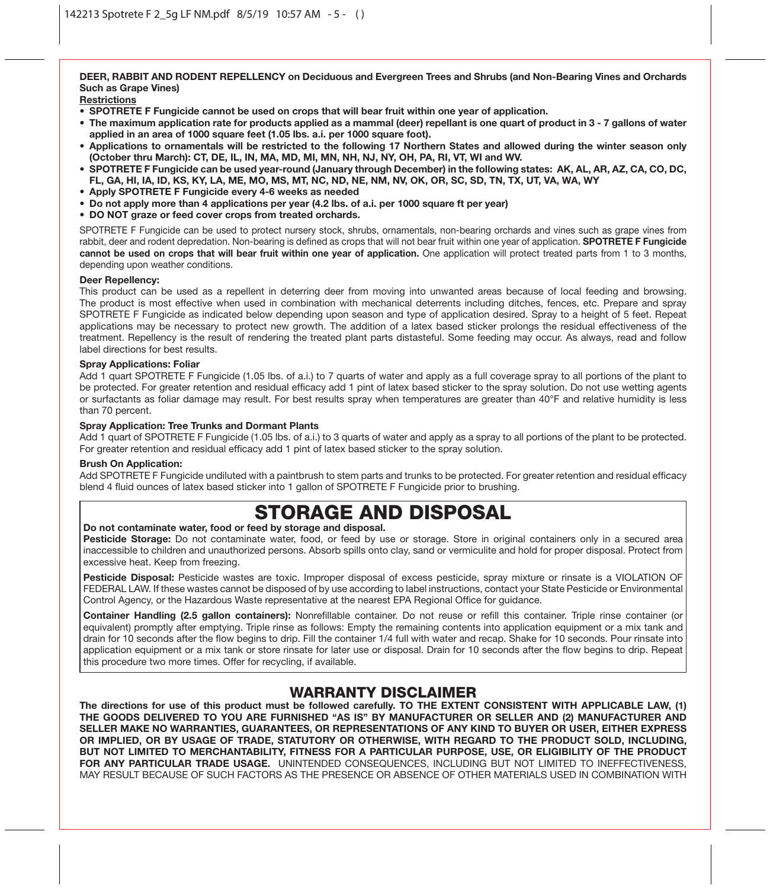**DEER, RABBIT AND RODENT REPELLENCY on Deciduous and Evergreen Trees and Shrubs (and Non-Bearing Vines and Orchards Such as Grape Vines)**

**Restrictions**

- **SPOTRETE F Fungicide cannot be used on crops that will bear fruit within one year of application.**
- **The maximum application rate for products applied as a mammal (deer) repellant is one quart of product in 3 - 7 gallons of water applied in an area of 1000 square feet (1.05 lbs. a.i. per 1000 square foot).**
- **Applications to ornamentals will be restricted to the following 17 Northern States and allowed during the winter season only (October thru March): CT, DE, IL, IN, MA, MD, MI, MN, NH, NJ, NY, OH, PA, RI, VT, WI and WV.**
- **SPOTRETE F Fungicide can be used year-round (January through December) in the following states: AK, AL, AR, AZ, CA, CO, DC, FL, GA, HI, IA, ID, KS, KY, LA, ME, MO, MS, MT, NC, ND, NE, NM, NV, OK, OR, SC, SD, TN, TX, UT, VA, WA, WY**
- **Apply SPOTRETE F Fungicide every 4-6 weeks as needed**
- **Do not apply more than 4 applications per year (4.2 lbs. of a.i. per 1000 square ft per year)**
- **DO NOT graze or feed cover crops from treated orchards.**

SPOTRETE F Fungicide can be used to protect nursery stock, shrubs, ornamentals, non-bearing orchards and vines such as grape vines from rabbit, deer and rodent depredation. Non-bearing is defined as crops that will not bear fruit within one year of application. **SPOTRETE F Fungicide cannot be used on crops that will bear fruit within one year of application.** One application will protect treated parts from 1 to 3 months, depending upon weather conditions.

**Deer Repellency:**

This product can be used as a repellent in deterring deer from moving into unwanted areas because of local feeding and browsing. The product is most effective when used in combination with mechanical deterrents including ditches, fences, etc. Prepare and spray SPOTRETE F Fungicide as indicated below depending upon season and type of application desired. Spray to a height of 5 feet. Repeat applications may be necessary to protect new growth. The addition of a latex based sticker prolongs the residual effectiveness of the treatment. Repellency is the result of rendering the treated plant parts distasteful. Some feeding may occur. As always, read and follow label directions for best results.

**Spray Applications: Foliar**

Add 1 quart SPOTRETE F Fungicide (1.05 lbs. of a.i.) to 7 quarts of water and apply as a full coverage spray to all portions of the plant to be protected. For greater retention and residual efficacy add 1 pint of latex based sticker to the spray solution. Do not use wetting agents or surfactants as foliar damage may result. For best results spray when temperatures are greater than 40°F and relative humidity is less than 70 percent.

**Spray Application: Tree Trunks and Dormant Plants**

Add 1 quart of SPOTRETE F Fungicide (1.05 lbs. of a.i.) to 3 quarts of water and apply as a spray to all portions of the plant to be protected. For greater retention and residual efficacy add 1 pint of latex based sticker to the spray solution.

**Brush On Application:**

Add SPOTRETE F Fungicide undiluted with a paintbrush to stem parts and trunks to be protected. For greater retention and residual efficacy blend 4 fluid ounces of latex based sticker into 1 gallon of SPOTRETE F Fungicide prior to brushing.

# STORAGE AND DISPOSAL

**Do not contaminate water, food or feed by storage and disposal.**

**Pesticide Storage:** Do not contaminate water, food, or feed by use or storage. Store in original containers only in a secured area inaccessible to children and unauthorized persons. Absorb spills onto clay, sand or vermiculite and hold for proper disposal. Protect from excessive heat. Keep from freezing.

**Pesticide Disposal:** Pesticide wastes are toxic. Improper disposal of excess pesticide, spray mixture or rinsate is a VIOLATION OF FEDERAL LAW. If these wastes cannot be disposed of by use according to label instructions, contact your State Pesticide or Environmental Control Agency, or the Hazardous Waste representative at the nearest EPA Regional Office for guidance.

**Container Handling (2.5 gallon containers):** Nonrefillable container. Do not reuse or refill this container. Triple rinse container (or equivalent) promptly after emptying. Triple rinse as follows: Empty the remaining contents into application equipment or a mix tank and drain for 10 seconds after the flow begins to drip. Fill the container 1/4 full with water and recap. Shake for 10 seconds. Pour rinsate into application equipment or a mix tank or store rinsate for later use or disposal. Drain for 10 seconds after the flow begins to drip. Repeat this procedure two more times. Offer for recycling, if available.

## WARRANTY DISCLAIMER

**The directions for use of this product must be followed carefully. TO THE EXTENT CONSISTENT WITH APPLICABLE LAW, (1) THE GOODS DELIVERED TO YOU ARE FURNISHED "AS IS" BY MANUFACTURER OR SELLER AND (2) MANUFACTURER AND SELLER MAKE NO WARRANTIES, GUARANTEES, OR REPRESENTATIONS OF ANY KIND TO BUYER OR USER, EITHER EXPRESS OR IMPLIED, OR BY USAGE OF TRADE, STATUTORY OR OTHERWISE, WITH REGARD TO THE PRODUCT SOLD, INCLUDING, BUT NOT LIMITED TO MERCHANTABILITY, FITNESS FOR A PARTICULAR PURPOSE, USE, OR ELIGIBILITY OF THE PRODUCT FOR ANY PARTICULAR TRADE USAGE.** UNINTENDED CONSEQUENCES, INCLUDING BUT NOT LIMITED TO INEFFECTIVENESS, MAY RESULT BECAUSE OF SUCH FACTORS AS THE PRESENCE OR ABSENCE OF OTHER MATERIALS USED IN COMBINATION WITH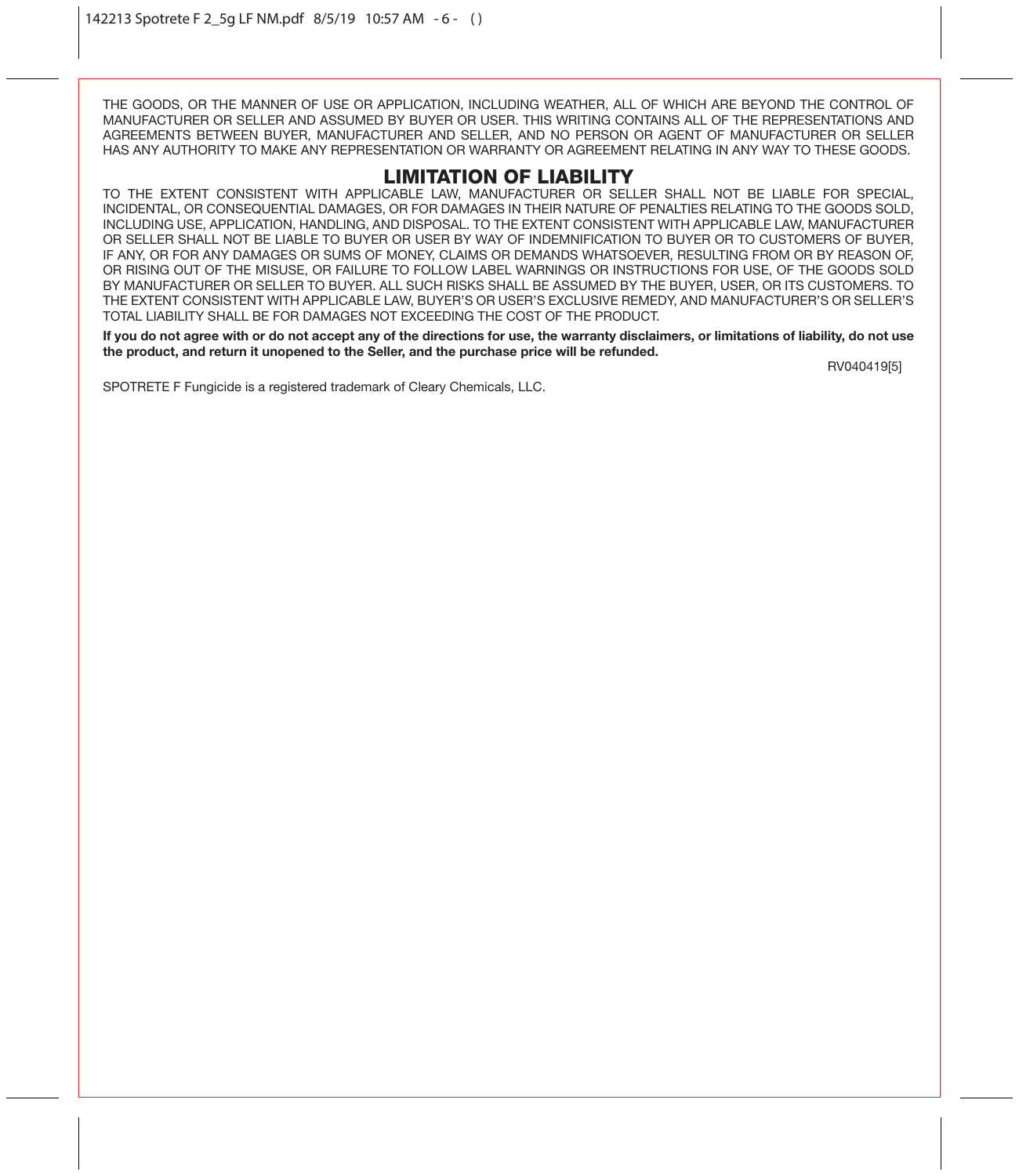THE GOODS, OR THE MANNER OF USE OR APPLICATION, INCLUDING WEATHER, ALL OF WHICH ARE BEYOND THE CONTROL OF MANUFACTURER OR SELLER AND ASSUMED BY BUYER OR USER. THIS WRITING CONTAINS ALL OF THE REPRESENTATIONS AND AGREEMENTS BETWEEN BUYER, MANUFACTURER AND SELLER, AND NO PERSON OR AGENT OF MANUFACTURER OR SELLER HAS ANY AUTHORITY TO MAKE ANY REPRESENTATION OR WARRANTY OR AGREEMENT RELATING IN ANY WAY TO THESE GOODS.

## LIMITATION OF LIABILITY

TO THE EXTENT CONSISTENT WITH APPLICABLE LAW, MANUFACTURER OR SELLER SHALL NOT BE LIABLE FOR SPECIAL, INCIDENTAL, OR CONSEQUENTIAL DAMAGES, OR FOR DAMAGES IN THEIR NATURE OF PENALTIES RELATING TO THE GOODS SOLD, INCLUDING USE, APPLICATION, HANDLING, AND DISPOSAL. TO THE EXTENT CONSISTENT WITH APPLICABLE LAW, MANUFACTURER OR SELLER SHALL NOT BE LIABLE TO BUYER OR USER BY WAY OF INDEMNIFICATION TO BUYER OR TO CUSTOMERS OF BUYER, IF ANY, OR FOR ANY DAMAGES OR SUMS OF MONEY, CLAIMS OR DEMANDS WHATSOEVER, RESULTING FROM OR BY REASON OF, OR RISING OUT OF THE MISUSE, OR FAILURE TO FOLLOW LABEL WARNINGS OR INSTRUCTIONS FOR USE, OF THE GOODS SOLD BY MANUFACTURER OR SELLER TO BUYER. ALL SUCH RISKS SHALL BE ASSUMED BY THE BUYER, USER, OR ITS CUSTOMERS. TO THE EXTENT CONSISTENT WITH APPLICABLE LAW, BUYER'S OR USER'S EXCLUSIVE REMEDY, AND MANUFACTURER'S OR SELLER'S TOTAL LIABILITY SHALL BE FOR DAMAGES NOT EXCEEDING THE COST OF THE PRODUCT.

**If you do not agree with or do not accept any of the directions for use, the warranty disclaimers, or limitations of liability, do not use the product, and return it unopened to the Seller, and the purchase price will be refunded.**

RV040419[5]

SPOTRETE F Fungicide is a registered trademark of Cleary Chemicals, LLC.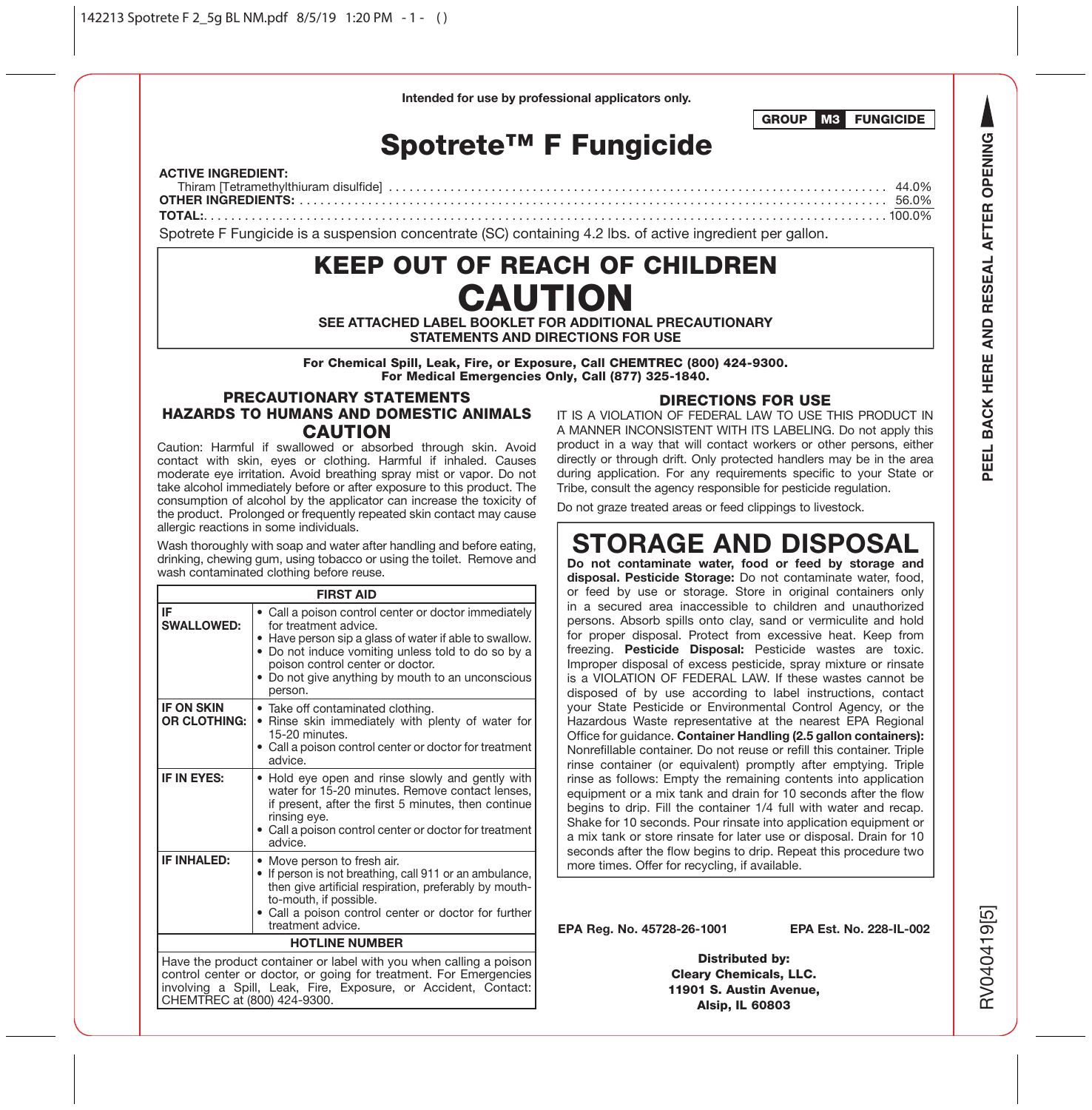Intended for use by professional applicators only.

**GROUP M3 FUNGICIDE**

# Spotrete™ F Fungicide

**ACTIVE INGREDIENT:**

| | |
|---|---|
| Thiram [Tetramethylthiuram disulfide] | 44.0% |
| **OTHER INGREDIENTS:** | 56.0% |
| **TOTAL:** | 100.0% |

Spotrete F Fungicide is a suspension concentrate (SC) containing 4.2 lbs. of active ingredient per gallon.

## KEEP OUT OF REACH OF CHILDREN
## CAUTION

**SEE ATTACHED LABEL BOOKLET FOR ADDITIONAL PRECAUTIONARY STATEMENTS AND DIRECTIONS FOR USE**

**For Chemical Spill, Leak, Fire, or Exposure, Call CHEMTREC (800) 424-9300.**
**For Medical Emergencies Only, Call (877) 325-1840.**

### PRECAUTIONARY STATEMENTS
### HAZARDS TO HUMANS AND DOMESTIC ANIMALS
### CAUTION

Caution: Harmful if swallowed or absorbed through skin. Avoid contact with skin, eyes or clothing. Harmful if inhaled. Causes moderate eye irritation. Avoid breathing spray mist or vapor. Do not take alcohol immediately before or after exposure to this product. The consumption of alcohol by the applicator can increase the toxicity of the product. Prolonged or frequently repeated skin contact may cause allergic reactions in some individuals.

Wash thoroughly with soap and water after handling and before eating, drinking, chewing gum, using tobacco or using the toilet. Remove and wash contaminated clothing before reuse.

| FIRST AID | |
|---|---|
| **IF SWALLOWED:** | • Call a poison control center or doctor immediately for treatment advice.<br>• Have person sip a glass of water if able to swallow.<br>• Do not induce vomiting unless told to do so by a poison control center or doctor.<br>• Do not give anything by mouth to an unconscious person. |
| **IF ON SKIN OR CLOTHING:** | • Take off contaminated clothing.<br>• Rinse skin immediately with plenty of water for 15-20 minutes.<br>• Call a poison control center or doctor for treatment advice. |
| **IF IN EYES:** | • Hold eye open and rinse slowly and gently with water for 15-20 minutes. Remove contact lenses, if present, after the first 5 minutes, then continue rinsing eye.<br>• Call a poison control center or doctor for treatment advice. |
| **IF INHALED:** | • Move person to fresh air.<br>• If person is not breathing, call 911 or an ambulance, then give artificial respiration, preferably by mouth-to-mouth, if possible.<br>• Call a poison control center or doctor for further treatment advice. |
| **HOTLINE NUMBER** | |
| Have the product container or label with you when calling a poison control center or doctor, or going for treatment. For Emergencies involving a Spill, Leak, Fire, Exposure, or Accident, Contact: CHEMTREC at (800) 424-9300. | |

### DIRECTIONS FOR USE

IT IS A VIOLATION OF FEDERAL LAW TO USE THIS PRODUCT IN A MANNER INCONSISTENT WITH ITS LABELING. Do not apply this product in a way that will contact workers or other persons, either directly or through drift. Only protected handlers may be in the area during application. For any requirements specific to your State or Tribe, consult the agency responsible for pesticide regulation.

Do not graze treated areas or feed clippings to livestock.

## STORAGE AND DISPOSAL

**Do not contaminate water, food or feed by storage and disposal. Pesticide Storage:** Do not contaminate water, food, or feed by use or storage. Store in original containers only in a secured area inaccessible to children and unauthorized persons. Absorb spills onto clay, sand or vermiculite and hold for proper disposal. Protect from excessive heat. Keep from freezing. **Pesticide Disposal:** Pesticide wastes are toxic. Improper disposal of excess pesticide, spray mixture or rinsate is a VIOLATION OF FEDERAL LAW. If these wastes cannot be disposed of by use according to label instructions, contact your State Pesticide or Environmental Control Agency, or the Hazardous Waste representative at the nearest EPA Regional Office for guidance. **Container Handling (2.5 gallon containers):** Nonrefillable container. Do not reuse or refill this container. Triple rinse container (or equivalent) promptly after emptying. Triple rinse as follows: Empty the remaining contents into application equipment or a mix tank and drain for 10 seconds after the flow begins to drip. Fill the container 1/4 full with water and recap. Shake for 10 seconds. Pour rinsate into application equipment or a mix tank or store rinsate for later use or disposal. Drain for 10 seconds after the flow begins to drip. Repeat this procedure two more times. Offer for recycling, if available.

**EPA Reg. No. 45728-26-1001** **EPA Est. No. 228-IL-002**

**Distributed by:**
**Cleary Chemicals, LLC.**
**11901 S. Austin Avenue,**
**Alsip, IL 60803**

**PEEL BACK HERE AND RESEAL AFTER OPENING**

RV040419[5]